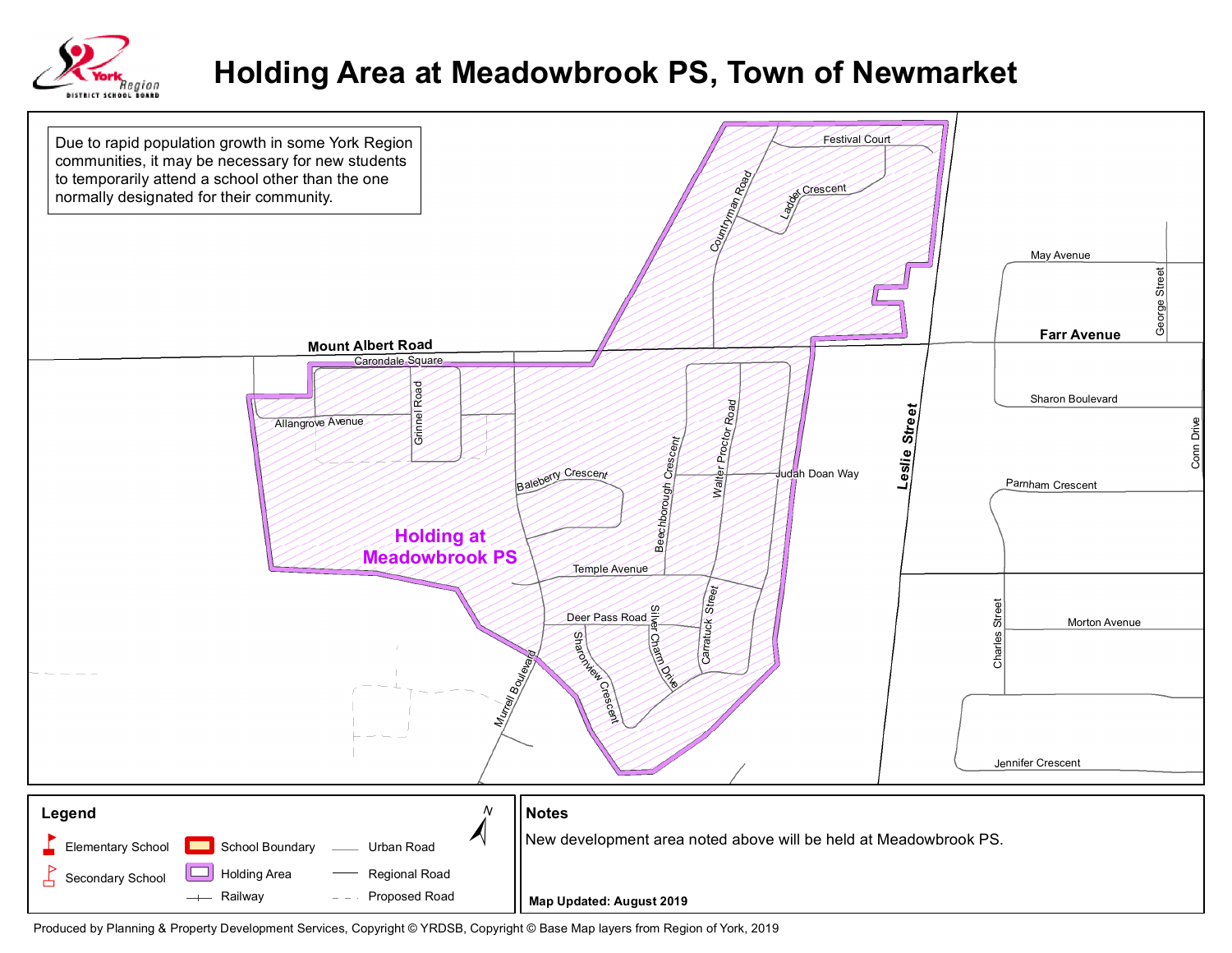# Holding Area at Meadowbrook PS, Town of Newmarket

Due to rapid population growth in some York Region communities, it may be necessary for new students to temporarily attend a school other than the one normally designated for their community.

**Holding at Meadowbrook PS**

Festival Court, Ladder Crescent, Countryman Road, May Avenue, George Street, Farr Avenue, Mount Albert Road, Carondale Square, Grinnel Road, Allangrove Avenue, Sharon Boulevard, Conn Drive, Leslie Street, Baleberry Crescent, Beechborough Crescent, Walter Proctor Road, Judah Doan Way, Parnham Crescent, Temple Avenue, Deer Pass Road, Silver Charm Drive, Carratuck Street, Charles Street, Morton Avenue, Sharonview Crescent, Murrell Boulevard, Jennifer Crescent

## Legend

- Elementary School
- Secondary School
- School Boundary
- Holding Area
- Railway
- Urban Road
- Regional Road
- Proposed Road

## Notes

New development area noted above will be held at Meadowbrook PS.

**Map Updated: August 2019**

Produced by Planning & Property Development Services, Copyright © YRDSB, Copyright © Base Map layers from Region of York, 2019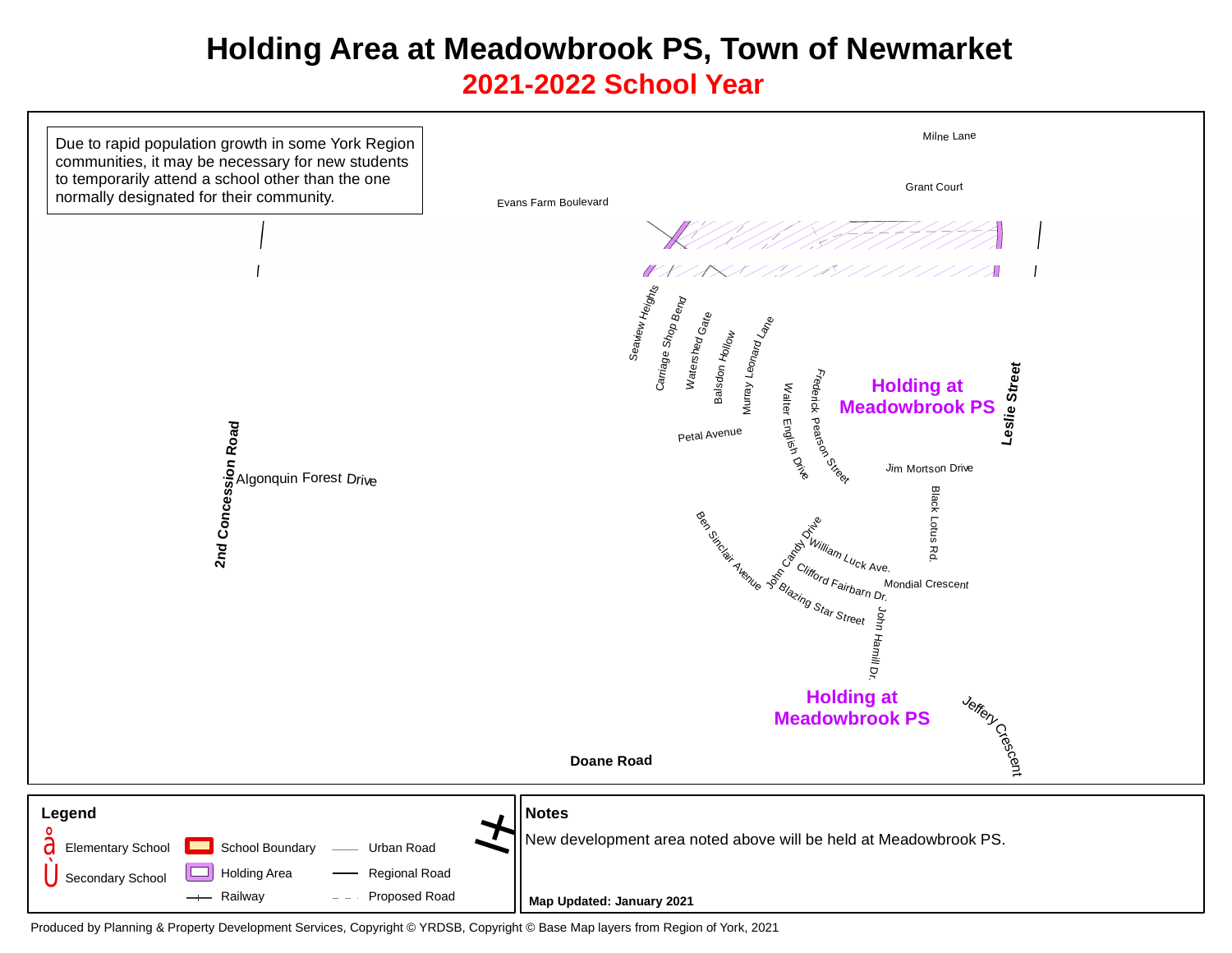# Holding Area at Meadowbrook PS, Town of Newmarket

## 2021-2022 School Year

Due to rapid population growth in some York Region communities, it may be necessary for new students to temporarily attend a school other than the one normally designated for their community.

Milne Lane

Grant Court

Evans Farm Boulevard

Seaview Heights

Carriage Shop Bend

Watershed Gate

Balsdon Hollow

Murray Leonard Lane

Walter English Drive

Frederick Pearson Street

Holding at Meadowbrook PS

Leslie Street

Petal Avenue

2nd Concession Road

Algonquin Forest Drive

Jim Mortson Drive

Black Lotus Rd.

Ben Sinclair Avenue

John Candy Drive

William Luck Ave.

Clifford Fairbarn Dr.

Mondial Crescent

Blazing Star Street

John Hamill Dr.

Holding at Meadowbrook PS

Jeffery Crescent

Doane Road

**Legend**

Elementary School

Secondary School

School Boundary

Holding Area

Railway

Urban Road

Regional Road

Proposed Road

**Notes**

New development area noted above will be held at Meadowbrook PS.

**Map Updated: January 2021**

Produced by Planning & Property Development Services, Copyright © YRDSB, Copyright © Base Map layers from Region of York, 2021